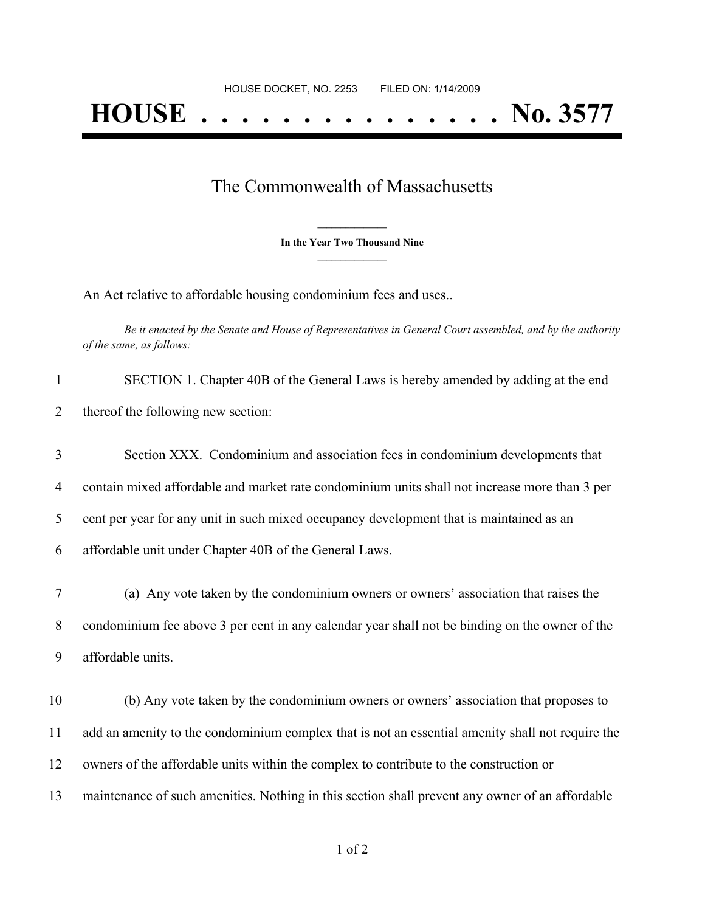HOUSE DOCKET, NO. 2253        FILED ON: 1/14/2009

# HOUSE . . . . . . . . . . . . . . . No. 3577

## The Commonwealth of Massachusetts

**In the Year Two Thousand Nine**

An Act relative to affordable housing condominium fees and uses..

*Be it enacted by the Senate and House of Representatives in General Court assembled, and by the authority of the same, as follows:*

SECTION 1. Chapter 40B of the General Laws is hereby amended by adding at the end thereof the following new section:

Section XXX. Condominium and association fees in condominium developments that contain mixed affordable and market rate condominium units shall not increase more than 3 per cent per year for any unit in such mixed occupancy development that is maintained as an affordable unit under Chapter 40B of the General Laws.

(a) Any vote taken by the condominium owners or owners' association that raises the condominium fee above 3 per cent in any calendar year shall not be binding on the owner of the affordable units.

(b) Any vote taken by the condominium owners or owners' association that proposes to add an amenity to the condominium complex that is not an essential amenity shall not require the owners of the affordable units within the complex to contribute to the construction or maintenance of such amenities. Nothing in this section shall prevent any owner of an affordable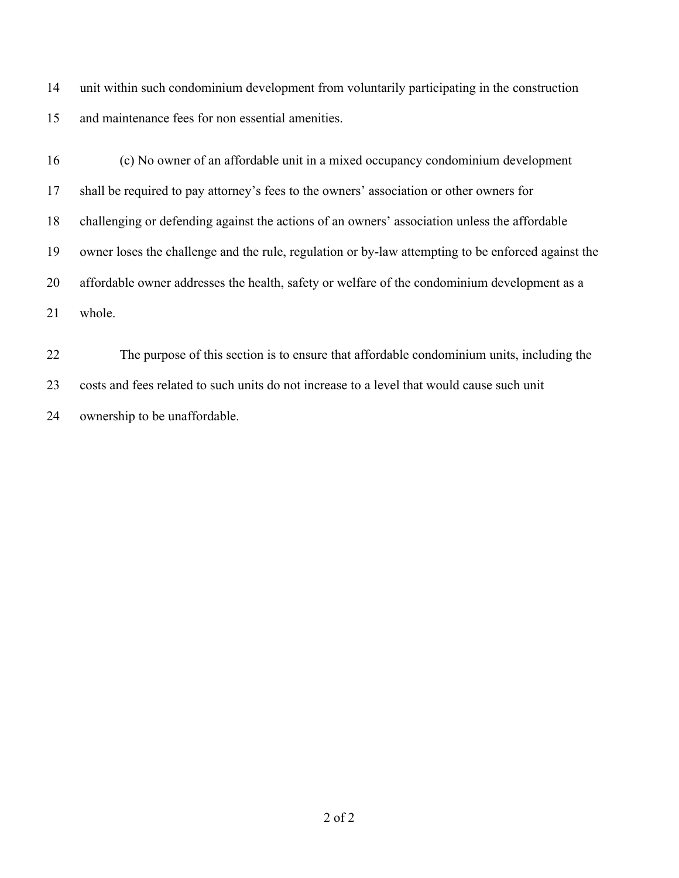unit within such condominium development from voluntarily participating in the construction and maintenance fees for non essential amenities.

(c) No owner of an affordable unit in a mixed occupancy condominium development shall be required to pay attorney's fees to the owners' association or other owners for challenging or defending against the actions of an owners' association unless the affordable owner loses the challenge and the rule, regulation or by-law attempting to be enforced against the affordable owner addresses the health, safety or welfare of the condominium development as a whole.

The purpose of this section is to ensure that affordable condominium units, including the costs and fees related to such units do not increase to a level that would cause such unit ownership to be unaffordable.